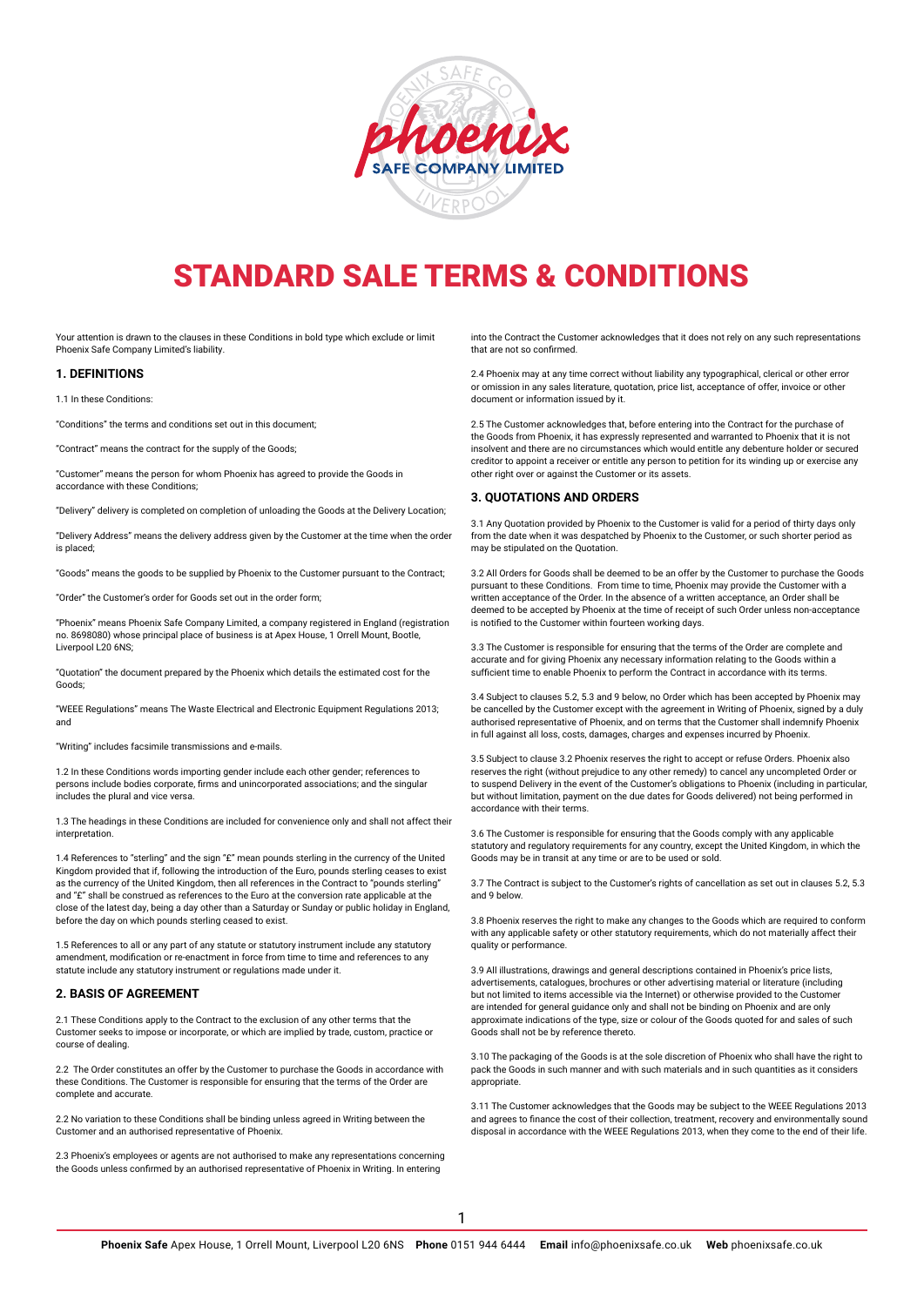# STANDARD SALE TERMS & CONDITIONS

Your attention is drawn to the clauses in these Conditions in bold type which exclude or limit Phoenix Safe Company Limited's liability.

## 1. DEFINITIONS

1.1 In these Conditions:

"Conditions" the terms and conditions set out in this document;

"Contract" means the contract for the supply of the Goods;

"Customer" means the person for whom Phoenix has agreed to provide the Goods in accordance with these Conditions;

"Delivery" delivery is completed on completion of unloading the Goods at the Delivery Location;

"Delivery Address" means the delivery address given by the Customer at the time when the order is placed;

"Goods" means the goods to be supplied by Phoenix to the Customer pursuant to the Contract;

"Order" the Customer's order for Goods set out in the order form;

"Phoenix" means Phoenix Safe Company Limited, a company registered in England (registration no. 8698080) whose principal place of business is at Apex House, 1 Orrell Mount, Bootle, Liverpool L20 6NS;

"Quotation" the document prepared by the Phoenix which details the estimated cost for the Goods;

"WEEE Regulations" means The Waste Electrical and Electronic Equipment Regulations 2013; and

"Writing" includes facsimile transmissions and e-mails.

1.2 In these Conditions words importing gender include each other gender; references to persons include bodies corporate, firms and unincorporated associations; and the singular includes the plural and vice versa.

1.3 The headings in these Conditions are included for convenience only and shall not affect their interpretation.

1.4 References to "sterling" and the sign "£" mean pounds sterling in the currency of the United Kingdom provided that if, following the introduction of the Euro, pounds sterling ceases to exist as the currency of the United Kingdom, then all references in the Contract to "pounds sterling" and "£" shall be construed as references to the Euro at the conversion rate applicable at the close of the latest day, being a day other than a Saturday or Sunday or public holiday in England, before the day on which pounds sterling ceased to exist.

1.5 References to all or any part of any statute or statutory instrument include any statutory amendment, modification or re-enactment in force from time to time and references to any statute include any statutory instrument or regulations made under it.

## 2. BASIS OF AGREEMENT

2.1 These Conditions apply to the Contract to the exclusion of any other terms that the Customer seeks to impose or incorporate, or which are implied by trade, custom, practice or course of dealing.

2.2 The Order constitutes an offer by the Customer to purchase the Goods in accordance with these Conditions. The Customer is responsible for ensuring that the terms of the Order are complete and accurate.

2.2 No variation to these Conditions shall be binding unless agreed in Writing between the Customer and an authorised representative of Phoenix.

2.3 Phoenix's employees or agents are not authorised to make any representations concerning the Goods unless confirmed by an authorised representative of Phoenix in Writing. In entering into the Contract the Customer acknowledges that it does not rely on any such representations that are not so confirmed.

2.4 Phoenix may at any time correct without liability any typographical, clerical or other error or omission in any sales literature, quotation, price list, acceptance of offer, invoice or other document or information issued by it.

2.5 The Customer acknowledges that, before entering into the Contract for the purchase of the Goods from Phoenix, it has expressly represented and warranted to Phoenix that it is not insolvent and there are no circumstances which would entitle any debenture holder or secured creditor to appoint a receiver or entitle any person to petition for its winding up or exercise any other right over or against the Customer or its assets.

## 3. QUOTATIONS AND ORDERS

3.1 Any Quotation provided by Phoenix to the Customer is valid for a period of thirty days only from the date when it was despatched by Phoenix to the Customer, or such shorter period as may be stipulated on the Quotation.

3.2 All Orders for Goods shall be deemed to be an offer by the Customer to purchase the Goods pursuant to these Conditions. From time to time, Phoenix may provide the Customer with a written acceptance of the Order. In the absence of a written acceptance, an Order shall be deemed to be accepted by Phoenix at the time of receipt of such Order unless non-acceptance is notified to the Customer within fourteen working days.

3.3 The Customer is responsible for ensuring that the terms of the Order are complete and accurate and for giving Phoenix any necessary information relating to the Goods within a sufficient time to enable Phoenix to perform the Contract in accordance with its terms.

3.4 Subject to clauses 5.2, 5.3 and 9 below, no Order which has been accepted by Phoenix may be cancelled by the Customer except with the agreement in Writing of Phoenix, signed by a duly authorised representative of Phoenix, and on terms that the Customer shall indemnify Phoenix in full against all loss, costs, damages, charges and expenses incurred by Phoenix.

3.5 Subject to clause 3.2 Phoenix reserves the right to accept or refuse Orders. Phoenix also reserves the right (without prejudice to any other remedy) to cancel any uncompleted Order or to suspend Delivery in the event of the Customer's obligations to Phoenix (including in particular, but without limitation, payment on the due dates for Goods delivered) not being performed in accordance with their terms.

3.6 The Customer is responsible for ensuring that the Goods comply with any applicable statutory and regulatory requirements for any country, except the United Kingdom, in which the Goods may be in transit at any time or are to be used or sold.

3.7 The Contract is subject to the Customer's rights of cancellation as set out in clauses 5.2, 5.3 and 9 below.

3.8 Phoenix reserves the right to make any changes to the Goods which are required to conform with any applicable safety or other statutory requirements, which do not materially affect their quality or performance.

3.9 All illustrations, drawings and general descriptions contained in Phoenix's price lists, advertisements, catalogues, brochures or other advertising material or literature (including but not limited to items accessible via the Internet) or otherwise provided to the Customer are intended for general guidance only and shall not be binding on Phoenix and are only approximate indications of the type, size or colour of the Goods quoted for and sales of such Goods shall not be by reference thereto.

3.10 The packaging of the Goods is at the sole discretion of Phoenix who shall have the right to pack the Goods in such manner and with such materials and in such quantities as it considers appropriate.

3.11 The Customer acknowledges that the Goods may be subject to the WEEE Regulations 2013 and agrees to finance the cost of their collection, treatment, recovery and environmentally sound disposal in accordance with the WEEE Regulations 2013, when they come to the end of their life.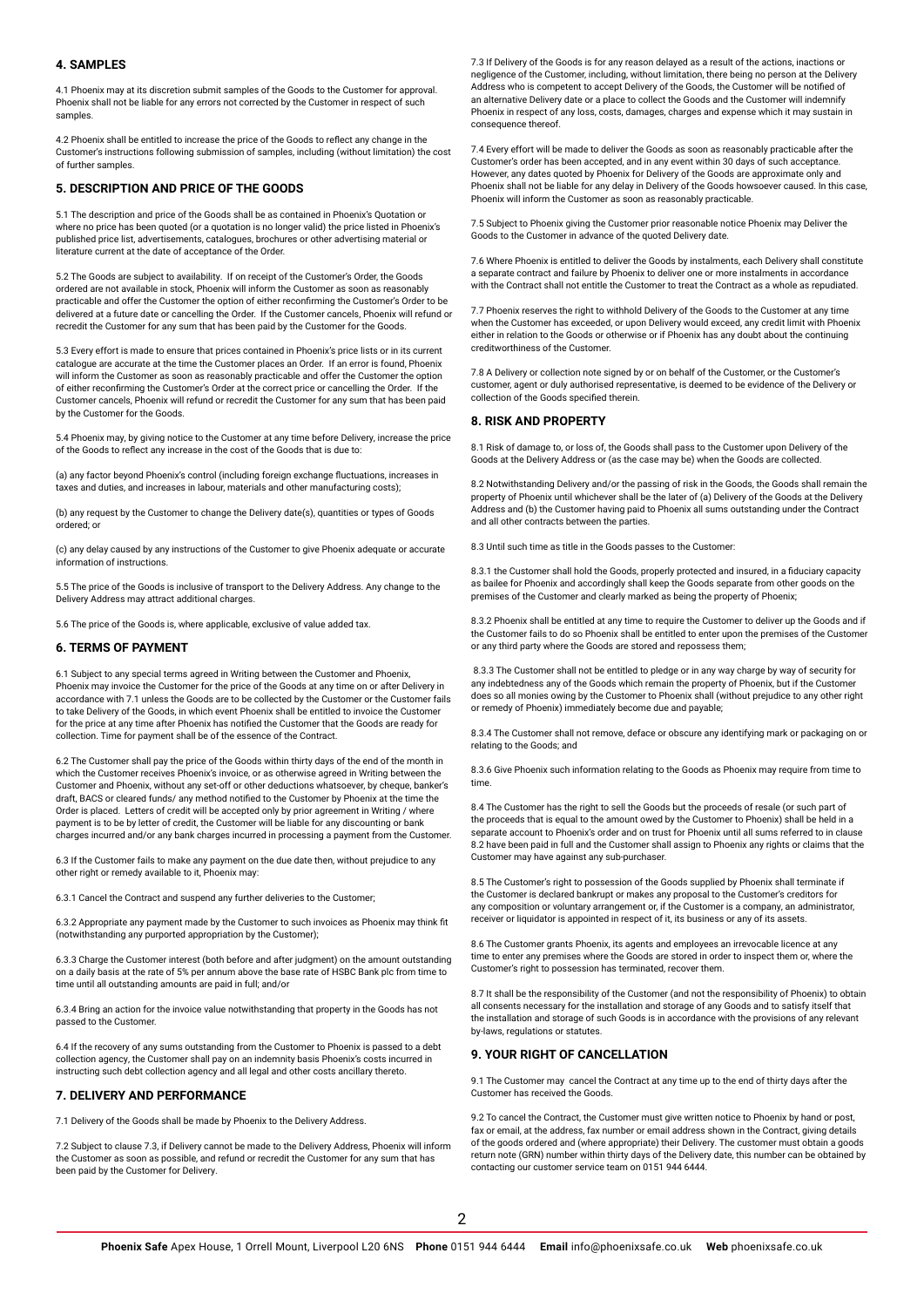## 4. SAMPLES

4.1 Phoenix may at its discretion submit samples of the Goods to the Customer for approval. Phoenix shall not be liable for any errors not corrected by the Customer in respect of such samples.

4.2 Phoenix shall be entitled to increase the price of the Goods to reflect any change in the Customer's instructions following submission of samples, including (without limitation) the cost of further samples.

## 5. DESCRIPTION AND PRICE OF THE GOODS

5.1 The description and price of the Goods shall be as contained in Phoenix's Quotation or where no price has been quoted (or a quotation is no longer valid) the price listed in Phoenix's published price list, advertisements, catalogues, brochures or other advertising material or literature current at the date of acceptance of the Order.

5.2 The Goods are subject to availability. If on receipt of the Customer's Order, the Goods ordered are not available in stock, Phoenix will inform the Customer as soon as reasonably practicable and offer the Customer the option of either reconfirming the Customer's Order to be delivered at a future date or cancelling the Order. If the Customer cancels, Phoenix will refund or recredit the Customer for any sum that has been paid by the Customer for the Goods.

5.3 Every effort is made to ensure that prices contained in Phoenix's price lists or in its current catalogue are accurate at the time the Customer places an Order. If an error is found, Phoenix will inform the Customer as soon as reasonably practicable and offer the Customer the option of either reconfirming the Customer's Order at the correct price or cancelling the Order. If the Customer cancels, Phoenix will refund or recredit the Customer for any sum that has been paid by the Customer for the Goods.

5.4 Phoenix may, by giving notice to the Customer at any time before Delivery, increase the price of the Goods to reflect any increase in the cost of the Goods that is due to:

(a) any factor beyond Phoenix's control (including foreign exchange fluctuations, increases in taxes and duties, and increases in labour, materials and other manufacturing costs);

(b) any request by the Customer to change the Delivery date(s), quantities or types of Goods ordered; or

(c) any delay caused by any instructions of the Customer to give Phoenix adequate or accurate information of instructions.

5.5 The price of the Goods is inclusive of transport to the Delivery Address. Any change to the Delivery Address may attract additional charges.

5.6 The price of the Goods is, where applicable, exclusive of value added tax.

## 6. TERMS OF PAYMENT

6.1 Subject to any special terms agreed in Writing between the Customer and Phoenix, Phoenix may invoice the Customer for the price of the Goods at any time on or after Delivery in accordance with 7.1 unless the Goods are to be collected by the Customer or the Customer fails to take Delivery of the Goods, in which event Phoenix shall be entitled to invoice the Customer for the price at any time after Phoenix has notified the Customer that the Goods are ready for collection. Time for payment shall be of the essence of the Contract.

6.2 The Customer shall pay the price of the Goods within thirty days of the end of the month in which the Customer receives Phoenix's invoice, or as otherwise agreed in Writing between the Customer and Phoenix, without any set-off or other deductions whatsoever, by cheque, banker's draft, BACS or cleared funds/ any method notified to the Customer by Phoenix at the time the Order is placed. Letters of credit will be accepted only by prior agreement in Writing / where payment is to be by letter of credit, the Customer will be liable for any discounting or bank charges incurred and/or any bank charges incurred in processing a payment from the Customer.

6.3 If the Customer fails to make any payment on the due date then, without prejudice to any other right or remedy available to it, Phoenix may:

6.3.1 Cancel the Contract and suspend any further deliveries to the Customer;

6.3.2 Appropriate any payment made by the Customer to such invoices as Phoenix may think fit (notwithstanding any purported appropriation by the Customer);

6.3.3 Charge the Customer interest (both before and after judgment) on the amount outstanding on a daily basis at the rate of 5% per annum above the base rate of HSBC Bank plc from time to time until all outstanding amounts are paid in full; and/or

6.3.4 Bring an action for the invoice value notwithstanding that property in the Goods has not passed to the Customer.

6.4 If the recovery of any sums outstanding from the Customer to Phoenix is passed to a debt collection agency, the Customer shall pay on an indemnity basis Phoenix's costs incurred in instructing such debt collection agency and all legal and other costs ancillary thereto.

## 7. DELIVERY AND PERFORMANCE

7.1 Delivery of the Goods shall be made by Phoenix to the Delivery Address.

7.2 Subject to clause 7.3, if Delivery cannot be made to the Delivery Address, Phoenix will inform the Customer as soon as possible, and refund or recredit the Customer for any sum that has been paid by the Customer for Delivery.

7.3 If Delivery of the Goods is for any reason delayed as a result of the actions, inactions or negligence of the Customer, including, without limitation, there being no person at the Delivery Address who is competent to accept Delivery of the Goods, the Customer will be notified of an alternative Delivery date or a place to collect the Goods and the Customer will indemnify Phoenix in respect of any loss, costs, damages, charges and expense which it may sustain in consequence thereof.

7.4 Every effort will be made to deliver the Goods as soon as reasonably practicable after the Customer's order has been accepted, and in any event within 30 days of such acceptance. However, any dates quoted by Phoenix for Delivery of the Goods are approximate only and Phoenix shall not be liable for any delay in Delivery of the Goods howsoever caused. In this case, Phoenix will inform the Customer as soon as reasonably practicable.

7.5 Subject to Phoenix giving the Customer prior reasonable notice Phoenix may Deliver the Goods to the Customer in advance of the quoted Delivery date.

7.6 Where Phoenix is entitled to deliver the Goods by instalments, each Delivery shall constitute a separate contract and failure by Phoenix to deliver one or more instalments in accordance with the Contract shall not entitle the Customer to treat the Contract as a whole as repudiated.

7.7 Phoenix reserves the right to withhold Delivery of the Goods to the Customer at any time when the Customer has exceeded, or upon Delivery would exceed, any credit limit with Phoenix either in relation to the Goods or otherwise or if Phoenix has any doubt about the continuing creditworthiness of the Customer.

7.8 A Delivery or collection note signed by or on behalf of the Customer, or the Customer's customer, agent or duly authorised representative, is deemed to be evidence of the Delivery or collection of the Goods specified therein.

## 8. RISK AND PROPERTY

8.1 Risk of damage to, or loss of, the Goods shall pass to the Customer upon Delivery of the Goods at the Delivery Address or (as the case may be) when the Goods are collected.

8.2 Notwithstanding Delivery and/or the passing of risk in the Goods, the Goods shall remain the property of Phoenix until whichever shall be the later of (a) Delivery of the Goods at the Delivery Address and (b) the Customer having paid to Phoenix all sums outstanding under the Contract and all other contracts between the parties.

8.3 Until such time as title in the Goods passes to the Customer:

8.3.1 the Customer shall hold the Goods, properly protected and insured, in a fiduciary capacity as bailee for Phoenix and accordingly shall keep the Goods separate from other goods on the premises of the Customer and clearly marked as being the property of Phoenix;

8.3.2 Phoenix shall be entitled at any time to require the Customer to deliver up the Goods and if the Customer fails to do so Phoenix shall be entitled to enter upon the premises of the Customer or any third party where the Goods are stored and repossess them;

8.3.3 The Customer shall not be entitled to pledge or in any way charge by way of security for any indebtedness any of the Goods which remain the property of Phoenix, but if the Customer does so all monies owing by the Customer to Phoenix shall (without prejudice to any other right or remedy of Phoenix) immediately become due and payable;

8.3.4 The Customer shall not remove, deface or obscure any identifying mark or packaging on or relating to the Goods; and

8.3.6 Give Phoenix such information relating to the Goods as Phoenix may require from time to time.

8.4 The Customer has the right to sell the Goods but the proceeds of resale (or such part of the proceeds that is equal to the amount owed by the Customer to Phoenix) shall be held in a separate account to Phoenix's order and on trust for Phoenix until all sums referred to in clause 8.2 have been paid in full and the Customer shall assign to Phoenix any rights or claims that the Customer may have against any sub-purchaser.

8.5 The Customer's right to possession of the Goods supplied by Phoenix shall terminate if the Customer is declared bankrupt or makes any proposal to the Customer's creditors for any composition or voluntary arrangement or, if the Customer is a company, an administrator, receiver or liquidator is appointed in respect of it, its business or any of its assets.

8.6 The Customer grants Phoenix, its agents and employees an irrevocable licence at any time to enter any premises where the Goods are stored in order to inspect them or, where the Customer's right to possession has terminated, recover them.

8.7 It shall be the responsibility of the Customer (and not the responsibility of Phoenix) to obtain all consents necessary for the installation and storage of any Goods and to satisfy itself that the installation and storage of such Goods is in accordance with the provisions of any relevant by-laws, regulations or statutes.

## 9. YOUR RIGHT OF CANCELLATION

9.1 The Customer may cancel the Contract at any time up to the end of thirty days after the Customer has received the Goods.

9.2 To cancel the Contract, the Customer must give written notice to Phoenix by hand or post, fax or email, at the address, fax number or email address shown in the Contract, giving details of the goods ordered and (where appropriate) their Delivery. The customer must obtain a goods return note (GRN) number within thirty days of the Delivery date, this number can be obtained by contacting our customer service team on 0151 944 6444.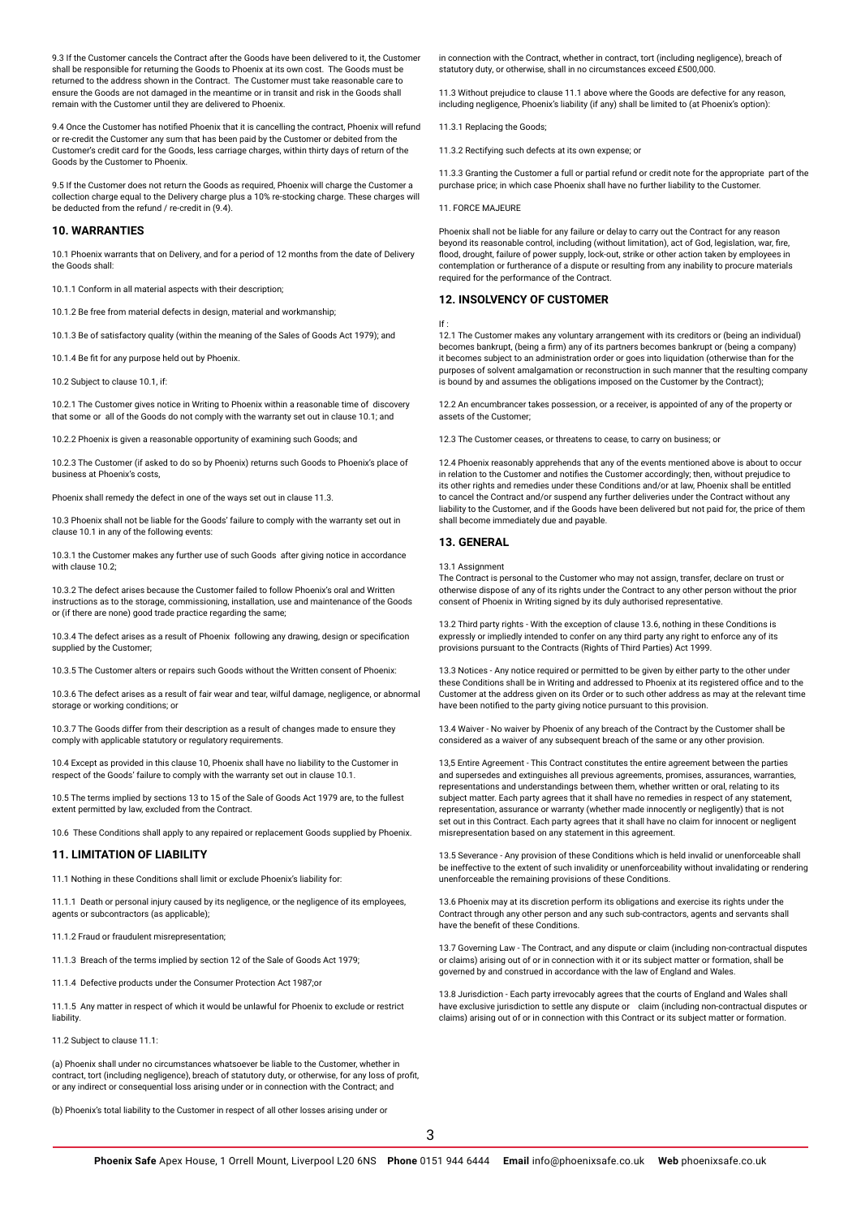9.3 If the Customer cancels the Contract after the Goods have been delivered to it, the Customer shall be responsible for returning the Goods to Phoenix at its own cost. The Goods must be returned to the address shown in the Contract. The Customer must take reasonable care to ensure the Goods are not damaged in the meantime or in transit and risk in the Goods shall remain with the Customer until they are delivered to Phoenix.

9.4 Once the Customer has notified Phoenix that it is cancelling the contract, Phoenix will refund or re-credit the Customer any sum that has been paid by the Customer or debited from the Customer's credit card for the Goods, less carriage charges, within thirty days of return of the Goods by the Customer to Phoenix.

9.5 If the Customer does not return the Goods as required, Phoenix will charge the Customer a collection charge equal to the Delivery charge plus a 10% re-stocking charge. These charges will be deducted from the refund / re-credit in (9.4).

## 10. WARRANTIES

10.1 Phoenix warrants that on Delivery, and for a period of 12 months from the date of Delivery the Goods shall:

10.1.1 Conform in all material aspects with their description;

10.1.2 Be free from material defects in design, material and workmanship;

10.1.3 Be of satisfactory quality (within the meaning of the Sales of Goods Act 1979); and

10.1.4 Be fit for any purpose held out by Phoenix.

10.2 Subject to clause 10.1, if:

10.2.1 The Customer gives notice in Writing to Phoenix within a reasonable time of discovery that some or all of the Goods do not comply with the warranty set out in clause 10.1; and

10.2.2 Phoenix is given a reasonable opportunity of examining such Goods; and

10.2.3 The Customer (if asked to do so by Phoenix) returns such Goods to Phoenix's place of business at Phoenix's costs,

Phoenix shall remedy the defect in one of the ways set out in clause 11.3.

10.3 Phoenix shall not be liable for the Goods' failure to comply with the warranty set out in clause 10.1 in any of the following events:

10.3.1 the Customer makes any further use of such Goods after giving notice in accordance with clause 10.2;

10.3.2 The defect arises because the Customer failed to follow Phoenix's oral and Written instructions as to the storage, commissioning, installation, use and maintenance of the Goods or (if there are none) good trade practice regarding the same;

10.3.4 The defect arises as a result of Phoenix following any drawing, design or specification supplied by the Customer;

10.3.5 The Customer alters or repairs such Goods without the Written consent of Phoenix:

10.3.6 The defect arises as a result of fair wear and tear, wilful damage, negligence, or abnormal storage or working conditions; or

10.3.7 The Goods differ from their description as a result of changes made to ensure they comply with applicable statutory or regulatory requirements.

10.4 Except as provided in this clause 10, Phoenix shall have no liability to the Customer in respect of the Goods' failure to comply with the warranty set out in clause 10.1.

10.5 The terms implied by sections 13 to 15 of the Sale of Goods Act 1979 are, to the fullest extent permitted by law, excluded from the Contract.

10.6 These Conditions shall apply to any repaired or replacement Goods supplied by Phoenix.

## 11. LIMITATION OF LIABILITY

11.1 Nothing in these Conditions shall limit or exclude Phoenix's liability for:

11.1.1 Death or personal injury caused by its negligence, or the negligence of its employees, agents or subcontractors (as applicable);

11.1.2 Fraud or fraudulent misrepresentation;

11.1.3 Breach of the terms implied by section 12 of the Sale of Goods Act 1979;

11.1.4 Defective products under the Consumer Protection Act 1987;or

11.1.5 Any matter in respect of which it would be unlawful for Phoenix to exclude or restrict liability.

11.2 Subject to clause 11.1:

(a) Phoenix shall under no circumstances whatsoever be liable to the Customer, whether in contract, tort (including negligence), breach of statutory duty, or otherwise, for any loss of profit, or any indirect or consequential loss arising under or in connection with the Contract; and

(b) Phoenix's total liability to the Customer in respect of all other losses arising under or in connection with the Contract, whether in contract, tort (including negligence), breach of statutory duty, or otherwise, shall in no circumstances exceed £500,000.

11.3 Without prejudice to clause 11.1 above where the Goods are defective for any reason, including negligence, Phoenix's liability (if any) shall be limited to (at Phoenix's option):

11.3.1 Replacing the Goods;

11.3.2 Rectifying such defects at its own expense; or

11.3.3 Granting the Customer a full or partial refund or credit note for the appropriate part of the purchase price; in which case Phoenix shall have no further liability to the Customer.

11. FORCE MAJEURE

Phoenix shall not be liable for any failure or delay to carry out the Contract for any reason beyond its reasonable control, including (without limitation), act of God, legislation, war, fire, flood, drought, failure of power supply, lock-out, strike or other action taken by employees in contemplation or furtherance of a dispute or resulting from any inability to procure materials required for the performance of the Contract.

## 12. INSOLVENCY OF CUSTOMER

If :

12.1 The Customer makes any voluntary arrangement with its creditors or (being an individual) becomes bankrupt, (being a firm) any of its partners becomes bankrupt or (being a company) it becomes subject to an administration order or goes into liquidation (otherwise than for the purposes of solvent amalgamation or reconstruction in such manner that the resulting company is bound by and assumes the obligations imposed on the Customer by the Contract);

12.2 An encumbrancer takes possession, or a receiver, is appointed of any of the property or assets of the Customer;

12.3 The Customer ceases, or threatens to cease, to carry on business; or

12.4 Phoenix reasonably apprehends that any of the events mentioned above is about to occur in relation to the Customer and notifies the Customer accordingly; then, without prejudice to its other rights and remedies under these Conditions and/or at law, Phoenix shall be entitled to cancel the Contract and/or suspend any further deliveries under the Contract without any liability to the Customer, and if the Goods have been delivered but not paid for, the price of them shall become immediately due and payable.

## 13. GENERAL

13.1 Assignment
The Contract is personal to the Customer who may not assign, transfer, declare on trust or otherwise dispose of any of its rights under the Contract to any other person without the prior consent of Phoenix in Writing signed by its duly authorised representative.

13.2 Third party rights - With the exception of clause 13.6, nothing in these Conditions is expressly or impliedly intended to confer on any third party any right to enforce any of its provisions pursuant to the Contracts (Rights of Third Parties) Act 1999.

13.3 Notices - Any notice required or permitted to be given by either party to the other under these Conditions shall be in Writing and addressed to Phoenix at its registered office and to the Customer at the address given on its Order or to such other address as may at the relevant time have been notified to the party giving notice pursuant to this provision.

13.4 Waiver - No waiver by Phoenix of any breach of the Contract by the Customer shall be considered as a waiver of any subsequent breach of the same or any other provision.

13,5 Entire Agreement - This Contract constitutes the entire agreement between the parties and supersedes and extinguishes all previous agreements, promises, assurances, warranties, representations and understandings between them, whether written or oral, relating to its subject matter. Each party agrees that it shall have no remedies in respect of any statement, representation, assurance or warranty (whether made innocently or negligently) that is not set out in this Contract. Each party agrees that it shall have no claim for innocent or negligent misrepresentation based on any statement in this agreement.

13.5 Severance - Any provision of these Conditions which is held invalid or unenforceable shall be ineffective to the extent of such invalidity or unenforceability without invalidating or rendering unenforceable the remaining provisions of these Conditions.

13.6 Phoenix may at its discretion perform its obligations and exercise its rights under the Contract through any other person and any such sub-contractors, agents and servants shall have the benefit of these Conditions.

13.7 Governing Law - The Contract, and any dispute or claim (including non-contractual disputes or claims) arising out of or in connection with it or its subject matter or formation, shall be governed by and construed in accordance with the law of England and Wales.

13.8 Jurisdiction - Each party irrevocably agrees that the courts of England and Wales shall have exclusive jurisdiction to settle any dispute or claim (including non-contractual disputes or claims) arising out of or in connection with this Contract or its subject matter or formation.

**Phoenix Safe** Apex House, 1 Orrell Mount, Liverpool L20 6NS **Phone** 0151 944 6444 **Email** info@phoenixsafe.co.uk **Web** phoenixsafe.co.uk